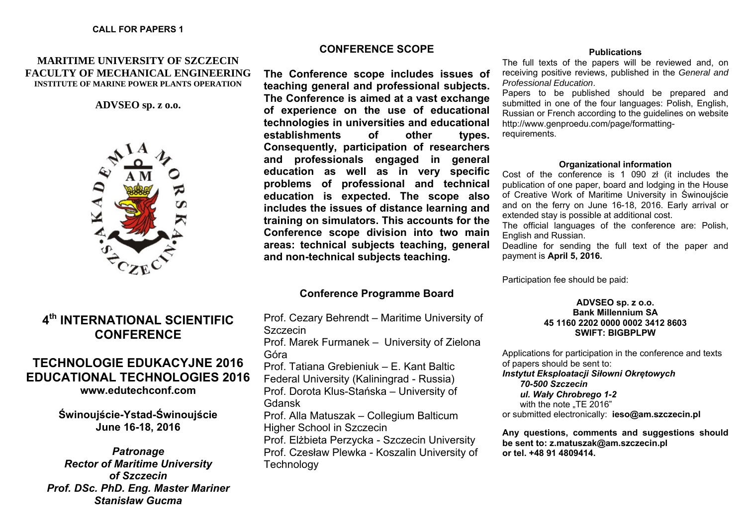**CALL FOR PAPERS 1**

**MARITIME UNIVERSITY OF SZCZECIN**
**FACULTY OF MECHANICAL ENGINEERING**
**INSTITUTE OF MARINE POWER PLANTS OPERATION**

**ADVSEO sp. z o.o.**

# 4th INTERNATIONAL SCIENTIFIC CONFERENCE

# TECHNOLOGIE EDUKACYJNE 2016
# EDUCATIONAL TECHNOLOGIES 2016

**www.edutechconf.com**

**Świnoujście-Ystad-Świnoujście**
**June 16-18, 2016**

***Patronage***
***Rector of Maritime University of Szczecin***
***Prof. DSc. PhD. Eng. Master Mariner Stanisław Gucma***

## CONFERENCE SCOPE

**The Conference scope includes issues of teaching general and professional subjects. The Conference is aimed at a vast exchange of experience on the use of educational technologies in universities and educational establishments of other types. Consequently, participation of researchers and professionals engaged in general education as well as in very specific problems of professional and technical education is expected. The scope also includes the issues of distance learning and training on simulators. This accounts for the Conference scope division into two main areas: technical subjects teaching, general and non-technical subjects teaching.**

## Conference Programme Board

Prof. Cezary Behrendt – Maritime University of Szczecin
Prof. Marek Furmanek – University of Zielona Góra
Prof. Tatiana Grebieniuk – E. Kant Baltic Federal University (Kaliningrad - Russia)
Prof. Dorota Klus-Stańska – University of Gdansk
Prof. Alla Matuszak – Collegium Balticum Higher School in Szczecin
Prof. Elżbieta Perzycka - Szczecin University
Prof. Czesław Plewka - Koszalin University of Technology

### Publications

The full texts of the papers will be reviewed and, on receiving positive reviews, published in the *General and Professional Education*.

Papers to be published should be prepared and submitted in one of the four languages: Polish, English, Russian or French according to the guidelines on website http://www.genproedu.com/page/formatting-requirements.

### Organizational information

Cost of the conference is 1 090 zł (it includes the publication of one paper, board and lodging in the House of Creative Work of Maritime University in Świnoujście and on the ferry on June 16-18, 2016. Early arrival or extended stay is possible at additional cost.

The official languages of the conference are: Polish, English and Russian.

Deadline for sending the full text of the paper and payment is **April 5, 2016.**

Participation fee should be paid:

**ADVSEO sp. z o.o.**
**Bank Millennium SA**
**45 1160 2202 0000 0002 3412 8603**
**SWIFT: BIGBPLPW**

Applications for participation in the conference and texts of papers should be sent to:
***Instytut Eksploatacji Siłowni Okrętowych***
***70-500 Szczecin***
***ul. Wały Chrobrego 1-2***
with the note „TE 2016"
or submitted electronically: **ieso@am.szczecin.pl**

**Any questions, comments and suggestions should be sent to: z.matuszak@am.szczecin.pl or tel. +48 91 4809414.**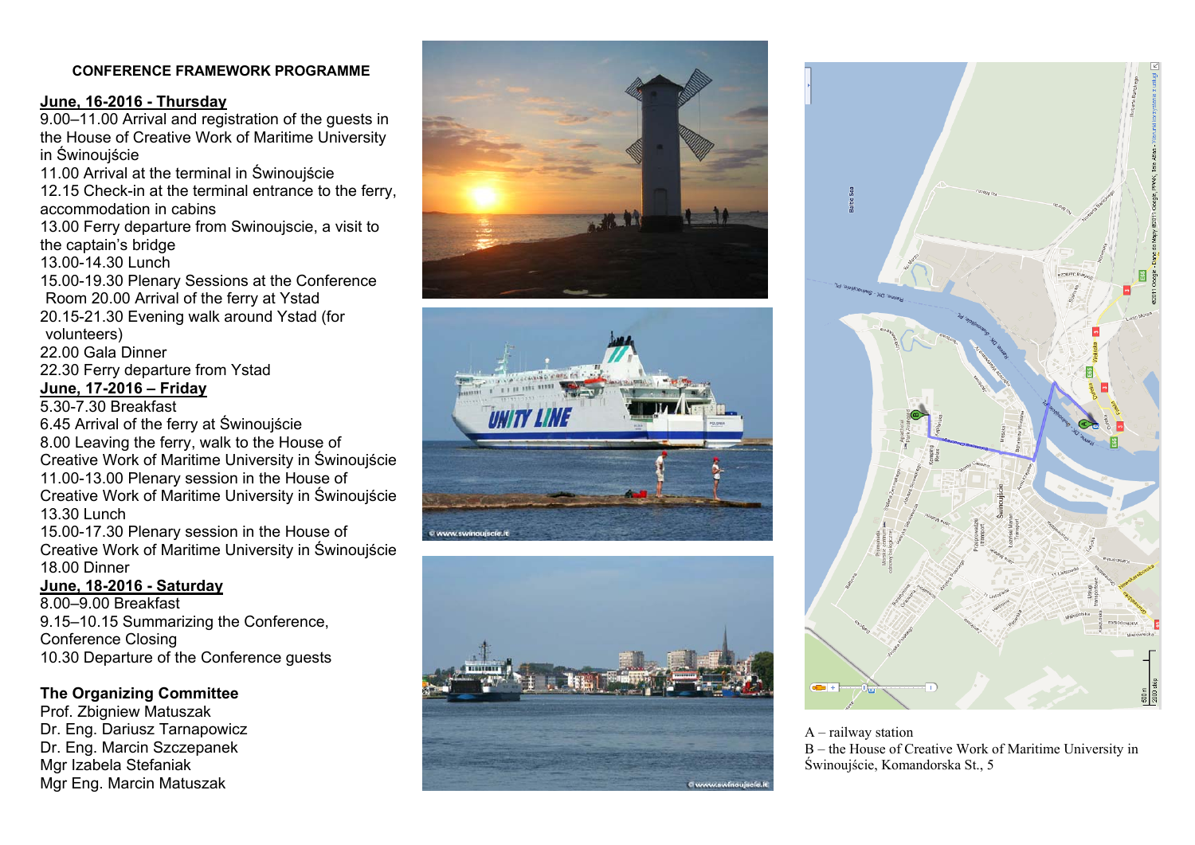## CONFERENCE FRAMEWORK PROGRAMME

**June, 16-2016 - Thursday**

9.00–11.00 Arrival and registration of the guests in the House of Creative Work of Maritime University in Świnoujście
11.00 Arrival at the terminal in Świnoujście
12.15 Check-in at the terminal entrance to the ferry, accommodation in cabins
13.00 Ferry departure from Swinoujscie, a visit to the captain's bridge
13.00-14.30 Lunch
15.00-19.30 Plenary Sessions at the Conference Room 20.00 Arrival of the ferry at Ystad
20.15-21.30 Evening walk around Ystad (for volunteers)
22.00 Gala Dinner
22.30 Ferry departure from Ystad

**June, 17-2016 – Friday**

5.30-7.30 Breakfast
6.45 Arrival of the ferry at Świnoujście
8.00 Leaving the ferry, walk to the House of Creative Work of Maritime University in Świnoujście
11.00-13.00 Plenary session in the House of Creative Work of Maritime University in Świnoujście
13.30 Lunch
15.00-17.30 Plenary session in the House of Creative Work of Maritime University in Świnoujście
18.00 Dinner

**June, 18-2016 - Saturday**

8.00–9.00 Breakfast
9.15–10.15 Summarizing the Conference, Conference Closing
10.30 Departure of the Conference guests

**The Organizing Committee**

Prof. Zbigniew Matuszak
Dr. Eng. Dariusz Tarnapowicz
Dr. Eng. Marcin Szczepanek
Mgr Izabela Stefaniak
Mgr Eng. Marcin Matuszak

A – railway station
B – the House of Creative Work of Maritime University in Świnoujście, Komandorska St., 5